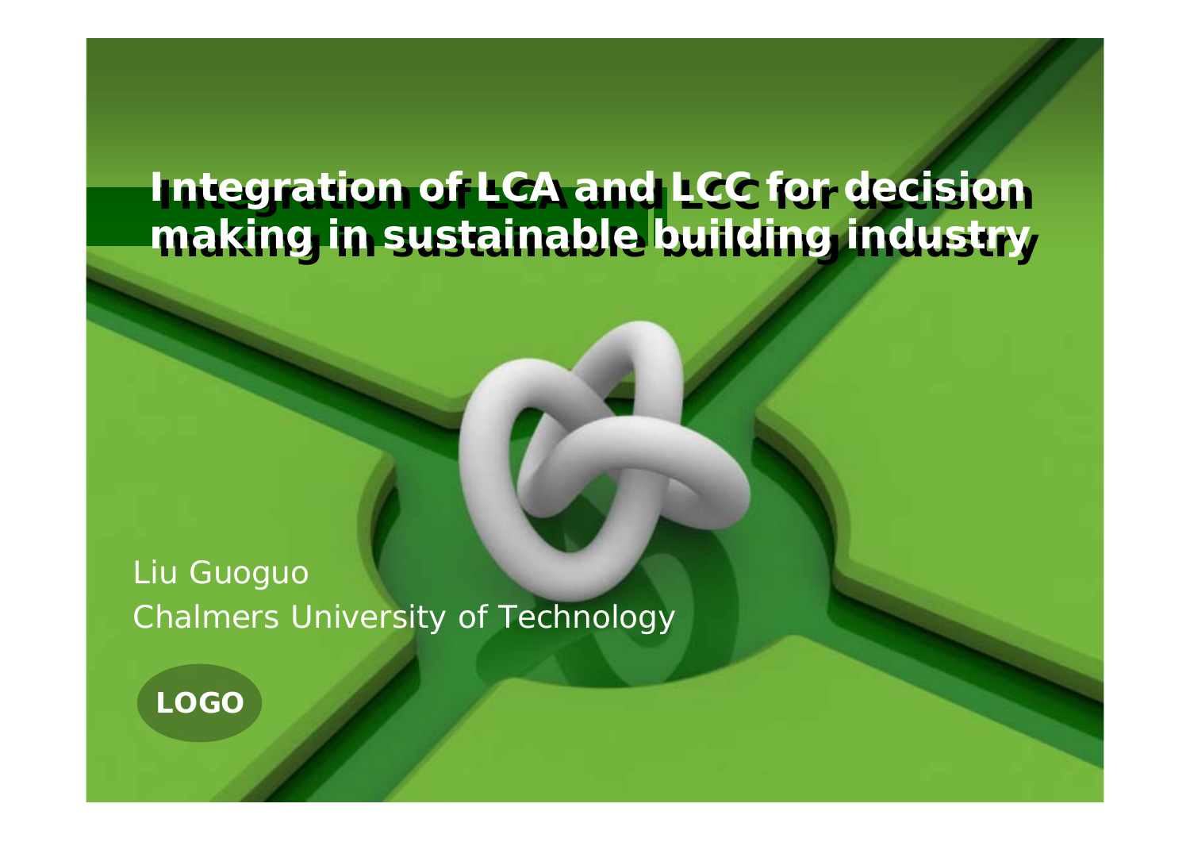# Integration of LCA and LCC for decision making in sustainable building industry

Liu Guoguo

Chalmers University of Technology

LOGO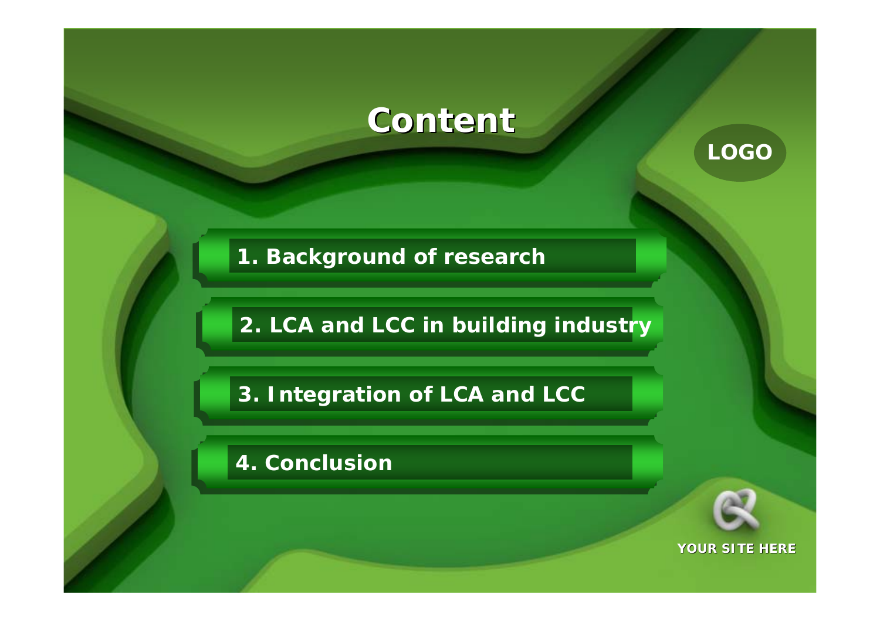# Content

LOGO

1. Background of research
2. LCA and LCC in building industry
3. Integration of LCA and LCC
4. Conclusion

YOUR SITE HERE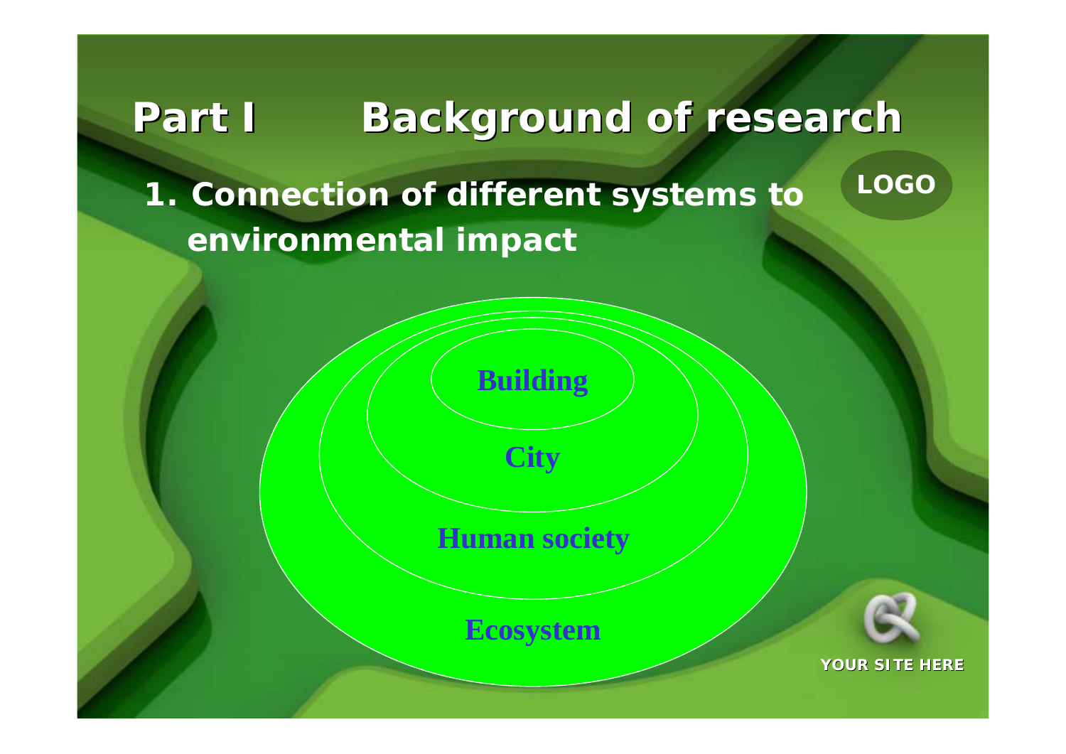# Part I Background of research

## 1. Connection of different systems to environmental impact

Building

City

Human society

Ecosystem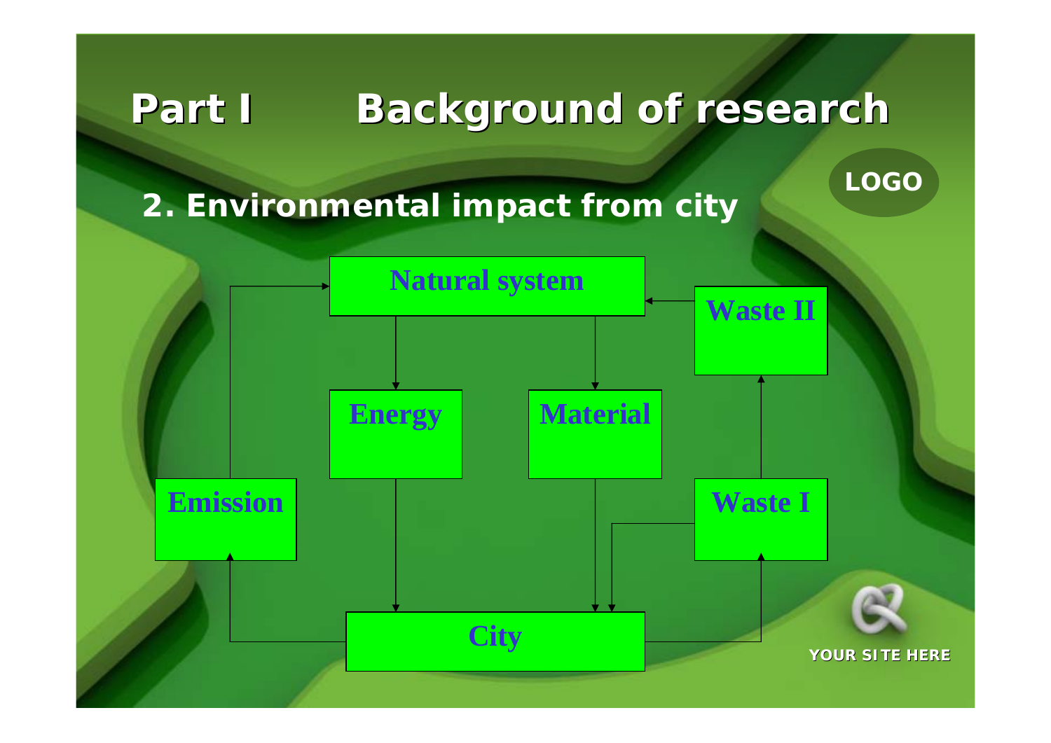# Part I Background of research

## 2. Environmental impact from city

Natural system

Energy

Material

Waste II

Emission

Waste I

City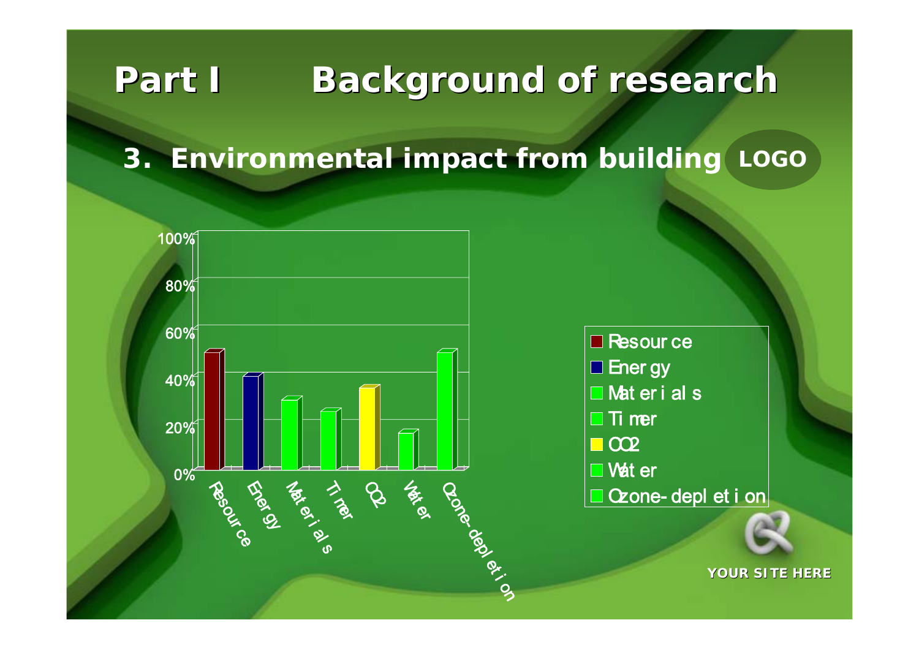# Part I Background of research

## 3. Environmental impact from building

LOGO

| Category | Value |
| --- | --- |
| Resource | 50% |
| Energy | 40% |
| Materials | 30% |
| Timer | 25% |
| CO2 | 35% |
| Water | 16% |
| Ozone-depletion | 50% |

YOUR SITE HERE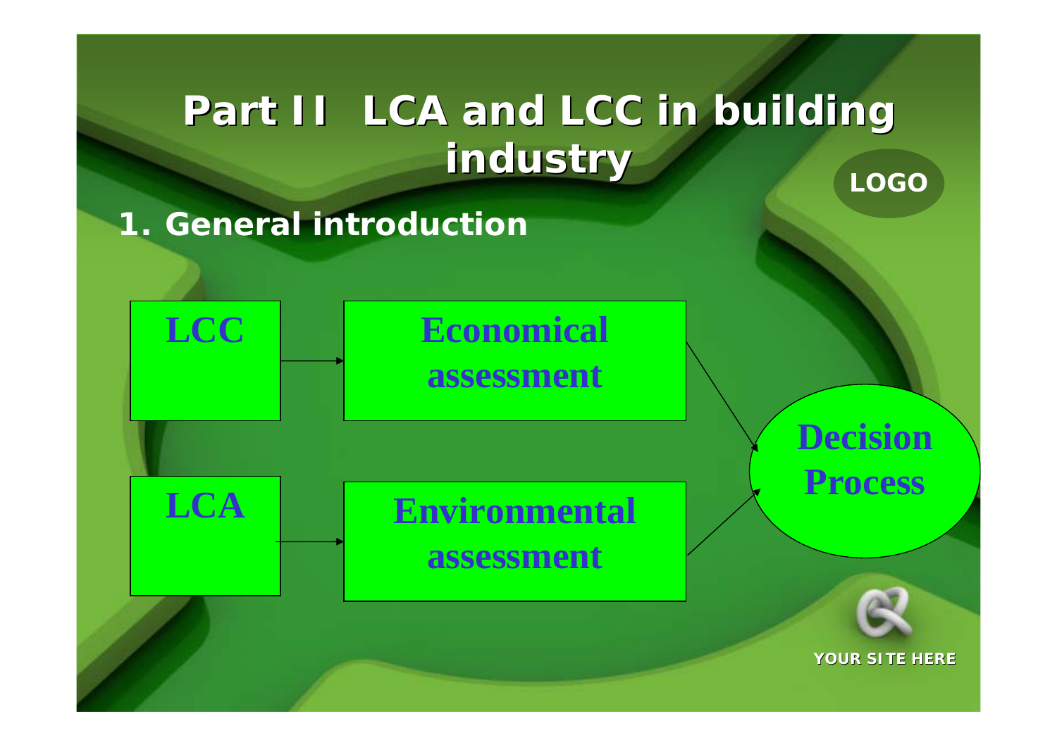# Part II LCA and LCC in building industry

## 1. General introduction

LCC → Economical assessment

LCA → Environmental assessment

Economical assessment → Decision Process

Environmental assessment → Decision Process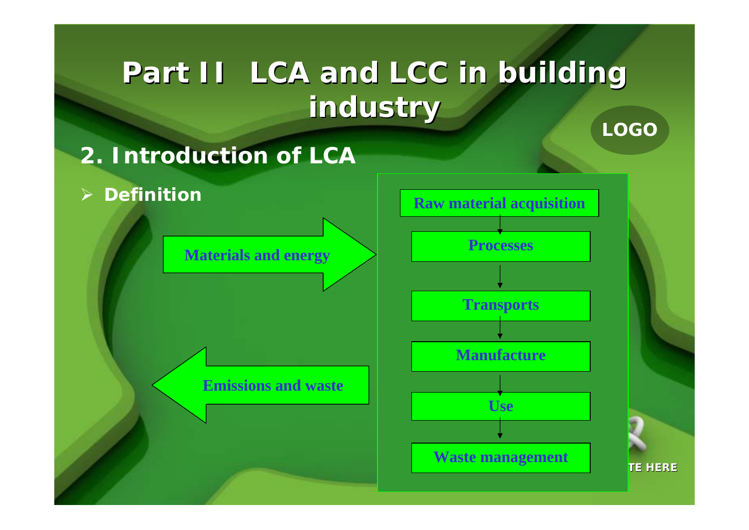# Part II LCA and LCC in building industry

## 2. Introduction of LCA

- **Definition**

Materials and energy

Emissions and waste

Raw material acquisition

Processes

Transports

Manufacture

Use

Waste management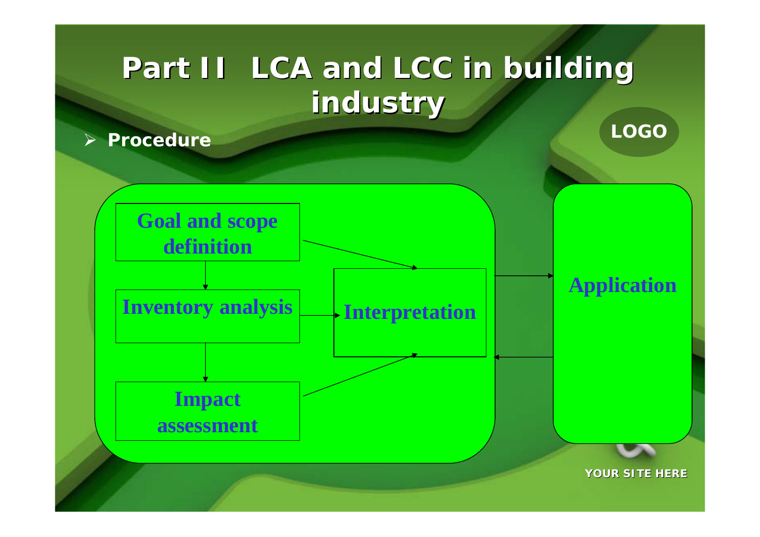# Part II LCA and LCC in building industry

- **Procedure**

Goal and scope definition

Inventory analysis

Impact assessment

Interpretation

Application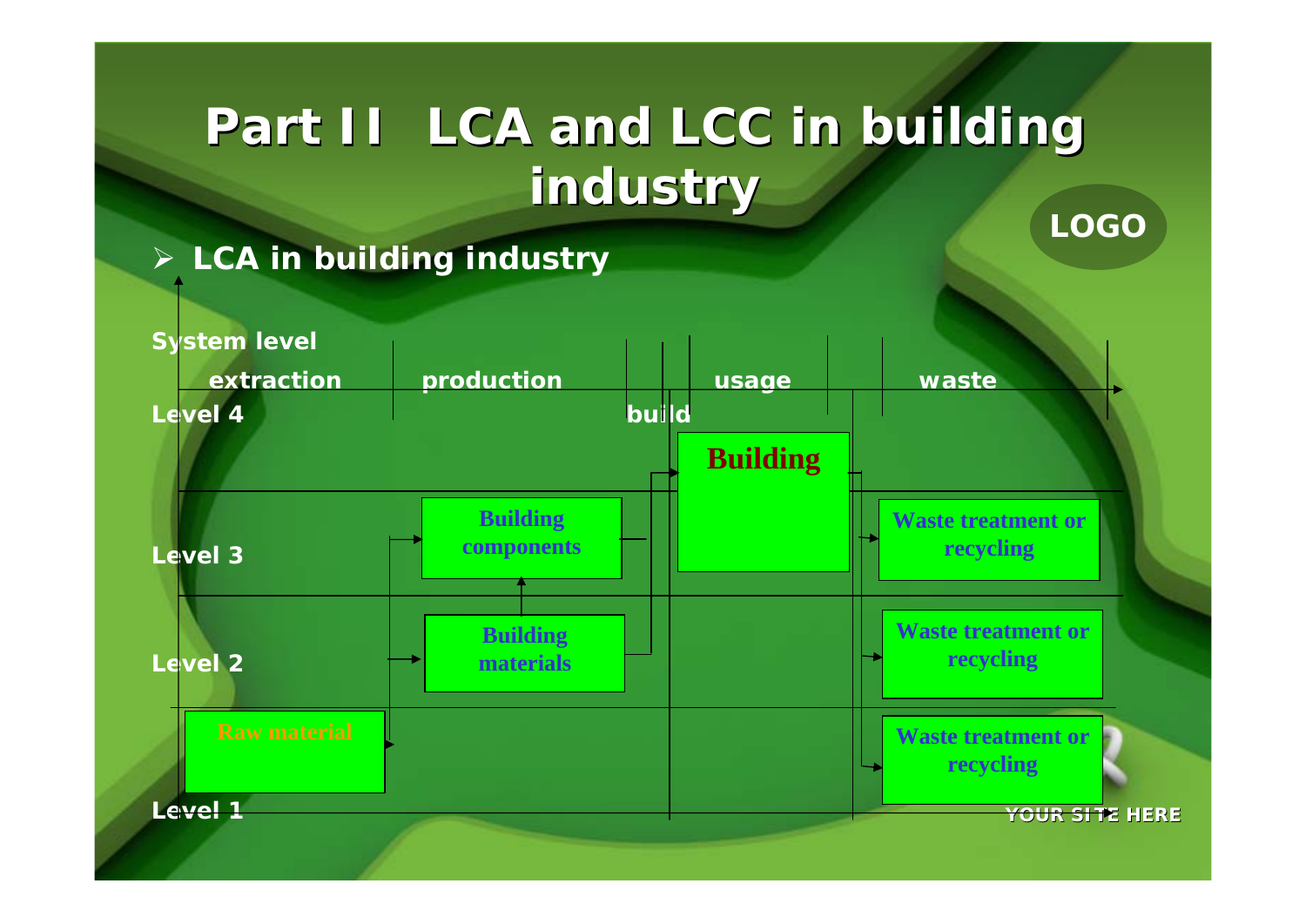# Part II LCA and LCC in building industry

- **LCA in building industry**

System level

| | extraction | production | build | usage | waste |
|---|---|---|---|---|---|
| Level 4 | | | | Building | |
| Level 3 | | Building components | | | Waste treatment or recycling |
| Level 2 | | Building materials | | | Waste treatment or recycling |
| Level 1 | Raw material | | | | Waste treatment or recycling |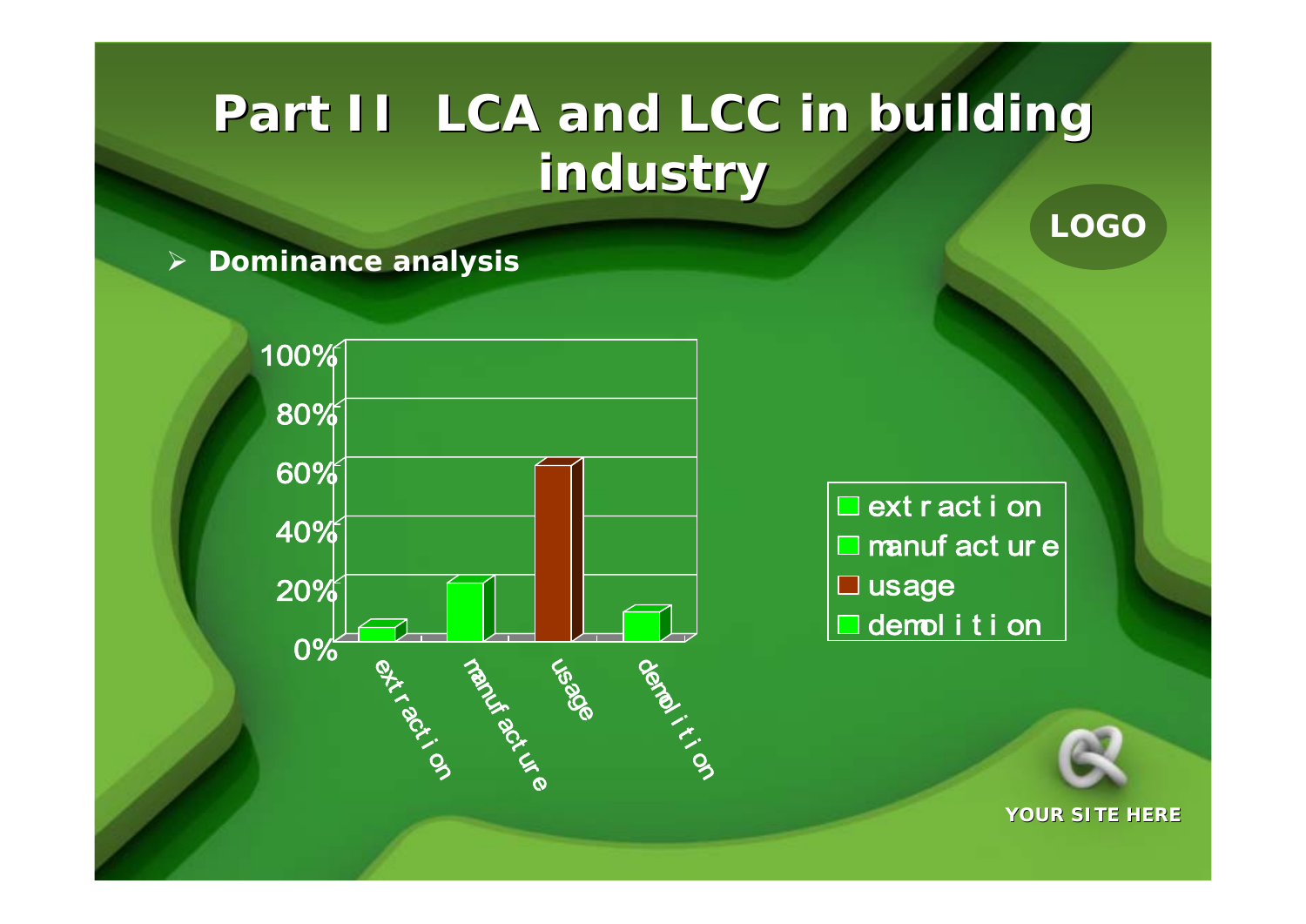# Part II LCA and LCC in building industry

- **Dominance analysis**

| Stage | Share |
| --- | --- |
| extraction | ~5% |
| manufacture | ~20% |
| usage | ~60% |
| demolition | ~10% |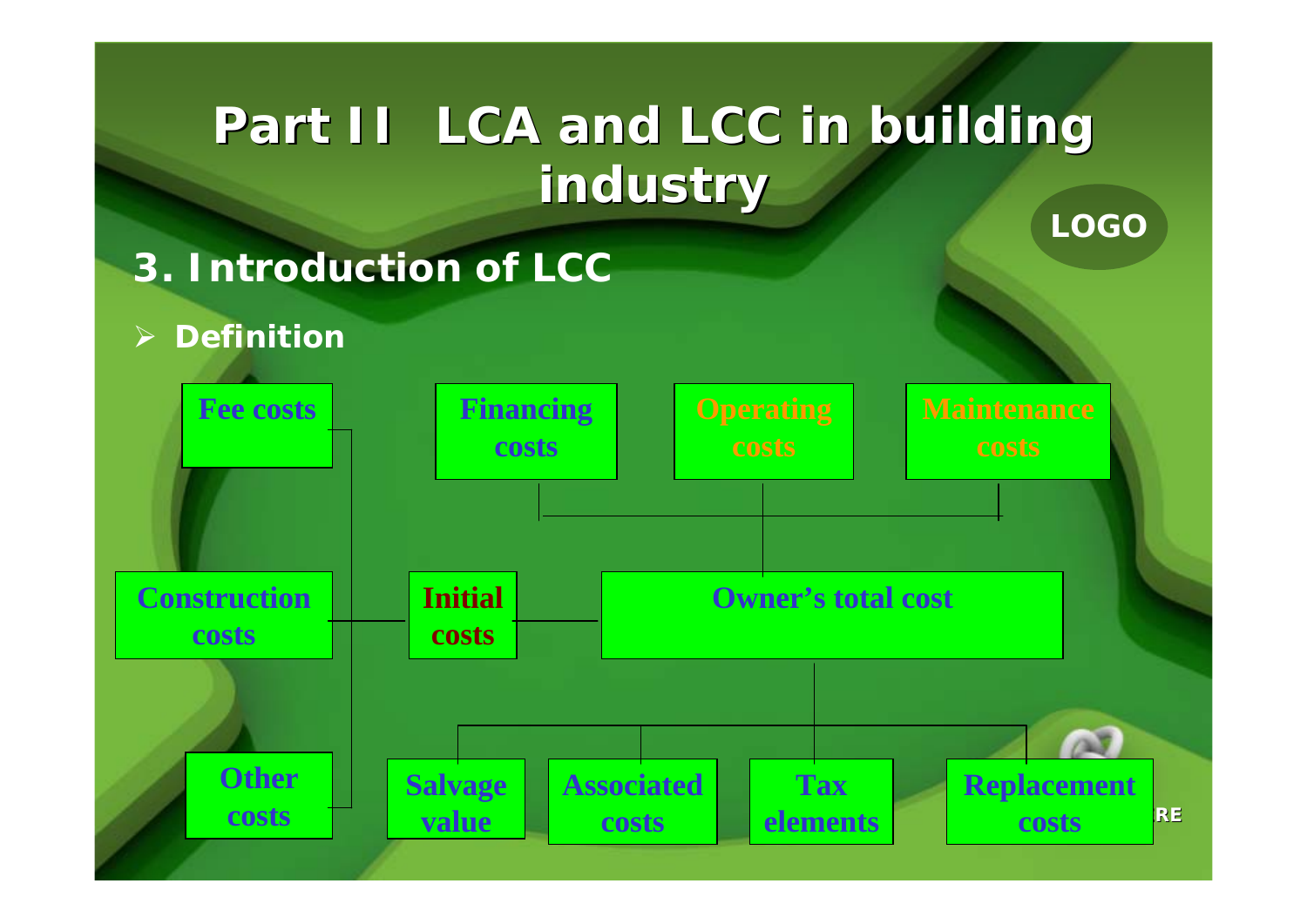# Part II LCA and LCC in building industry

## 3. Introduction of LCC

- **Definition**

Fee costs

Financing costs

Operating costs

Maintenance costs

Construction costs

Initial costs

Owner's total cost

Other costs

Salvage value

Associated costs

Tax elements

Replacement costs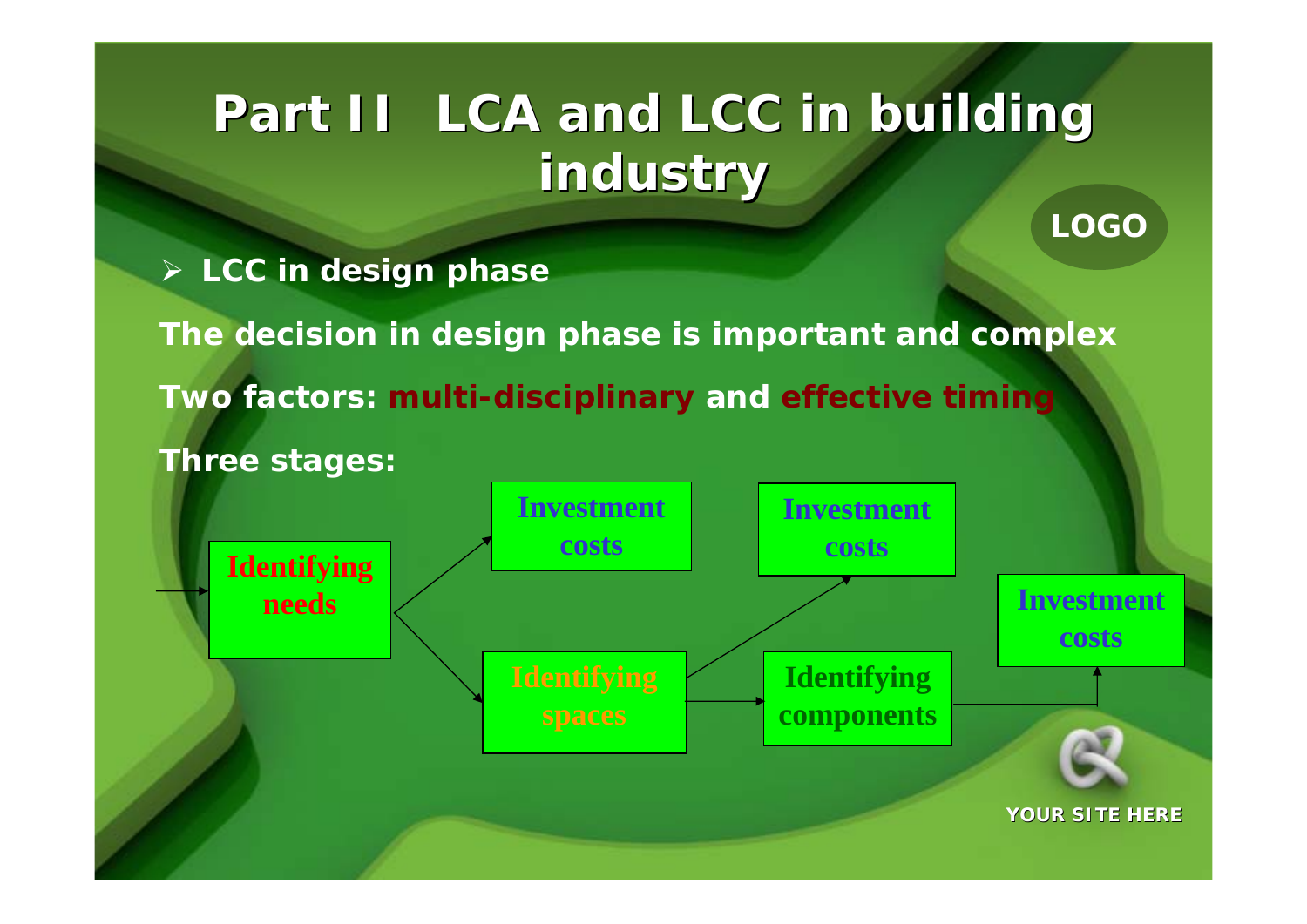# Part II LCA and LCC in building industry

LOGO

- **LCC in design phase**

**The decision in design phase is important and complex**

**Two factors: multi-disciplinary and effective timing**

**Three stages:**

Identifying needs → Investment costs

Identifying needs → Identifying spaces

Identifying spaces → Investment costs

Identifying spaces → Identifying components

Identifying components → Investment costs

YOUR SITE HERE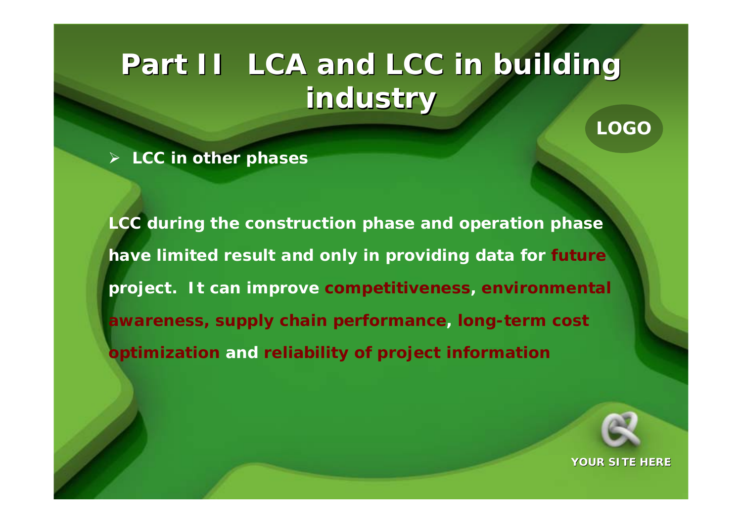# Part II LCA and LCC in building industry

- **LCC in other phases**

**LCC during the construction phase and operation phase have limited result and only in providing data for future project. It can improve competitiveness, environmental awareness, supply chain performance, long-term cost optimization and reliability of project information**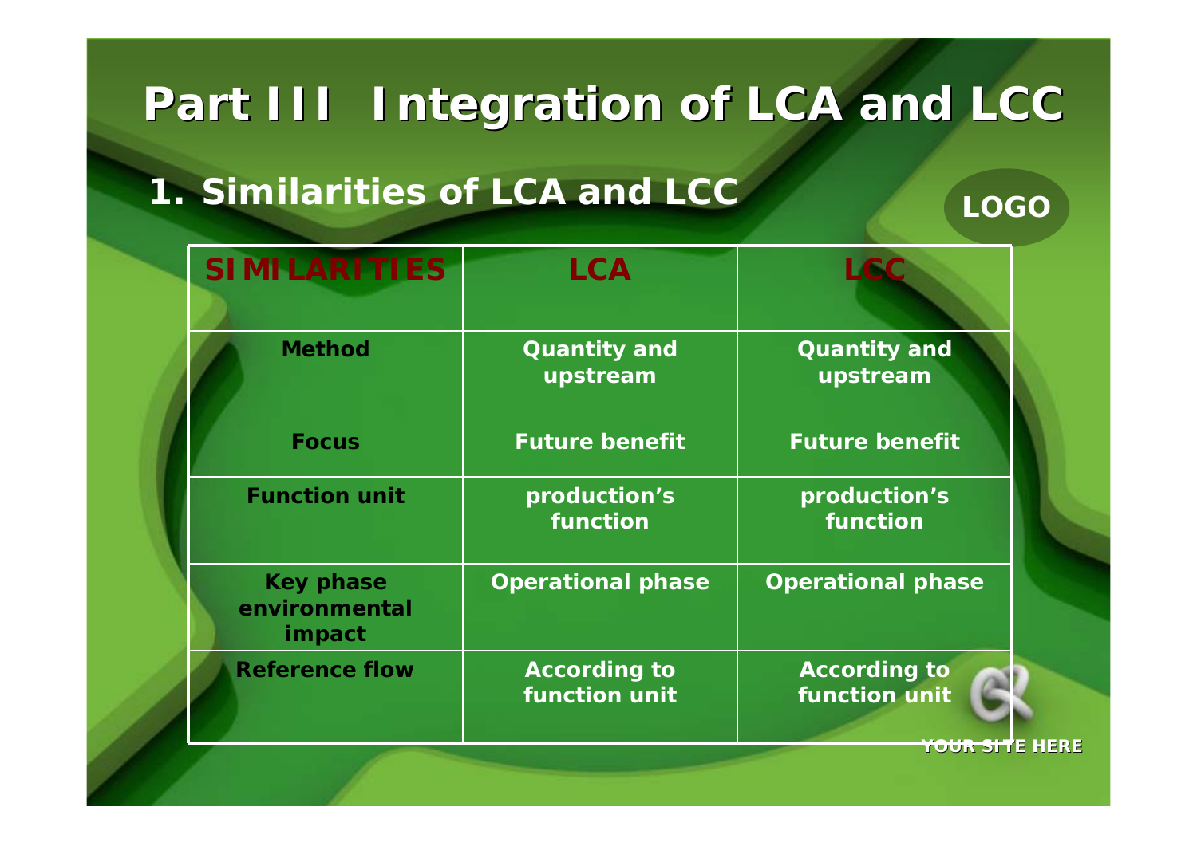# Part III Integration of LCA and LCC

## 1. Similarities of LCA and LCC

| SIMILARITIES | LCA | LCC |
|---|---|---|
| Method | Quantity and upstream | Quantity and upstream |
| Focus | Future benefit | Future benefit |
| Function unit | production's function | production's function |
| Key phase environmental impact | Operational phase | Operational phase |
| Reference flow | According to function unit | According to function unit |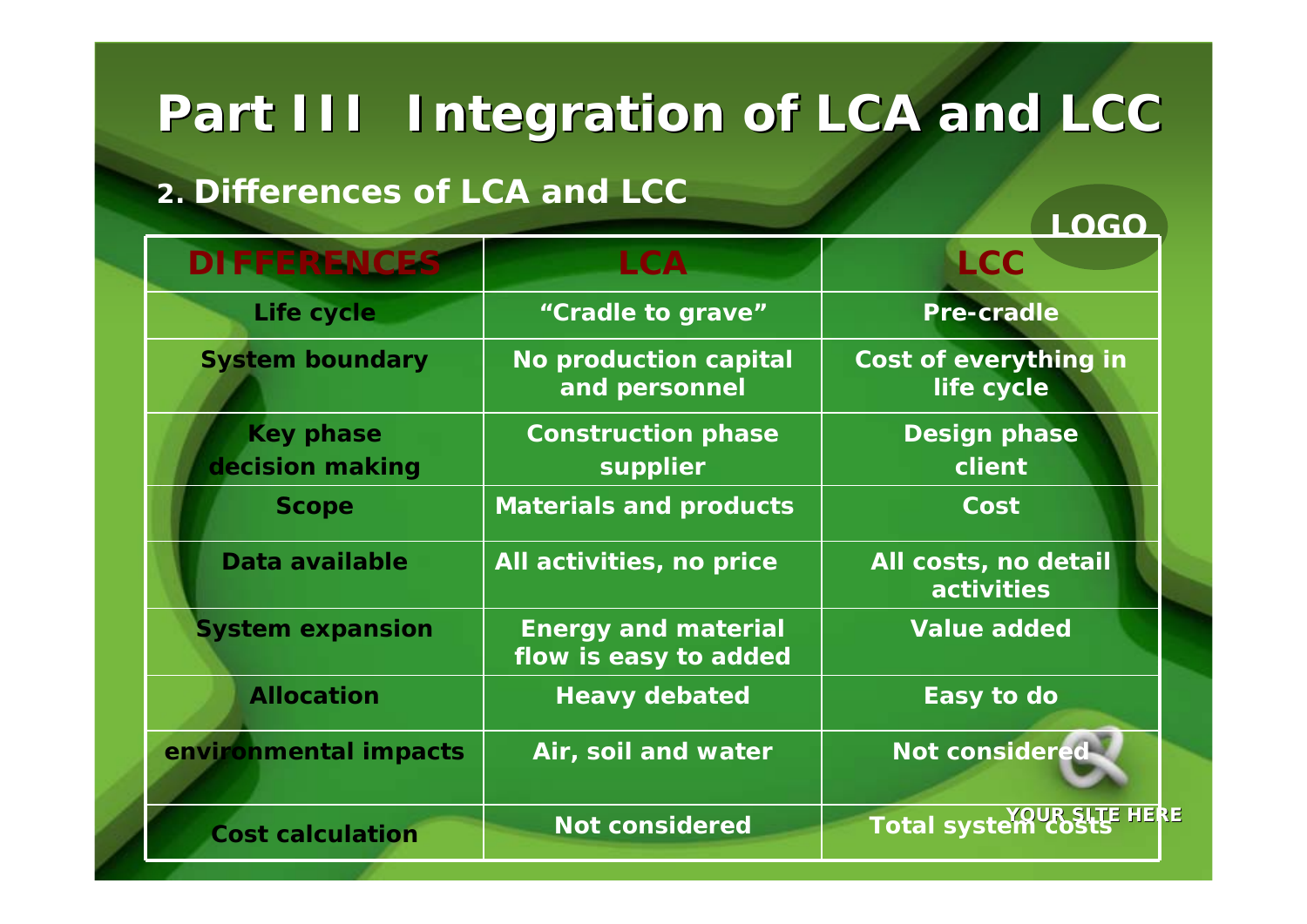# Part III Integration of LCA and LCC

## 2. Differences of LCA and LCC

| DIFFERENCES | LCA | LCC |
|---|---|---|
| Life cycle | "Cradle to grave" | Pre-cradle |
| System boundary | No production capital and personnel | Cost of everything in life cycle |
| Key phase decision making | Construction phase supplier | Design phase client |
| Scope | Materials and products | Cost |
| Data available | All activities, no price | All costs, no detail activities |
| System expansion | Energy and material flow is easy to added | Value added |
| Allocation | Heavy debated | Easy to do |
| environmental impacts | Air, soil and water | Not considered |
| Cost calculation | Not considered | Total system costs |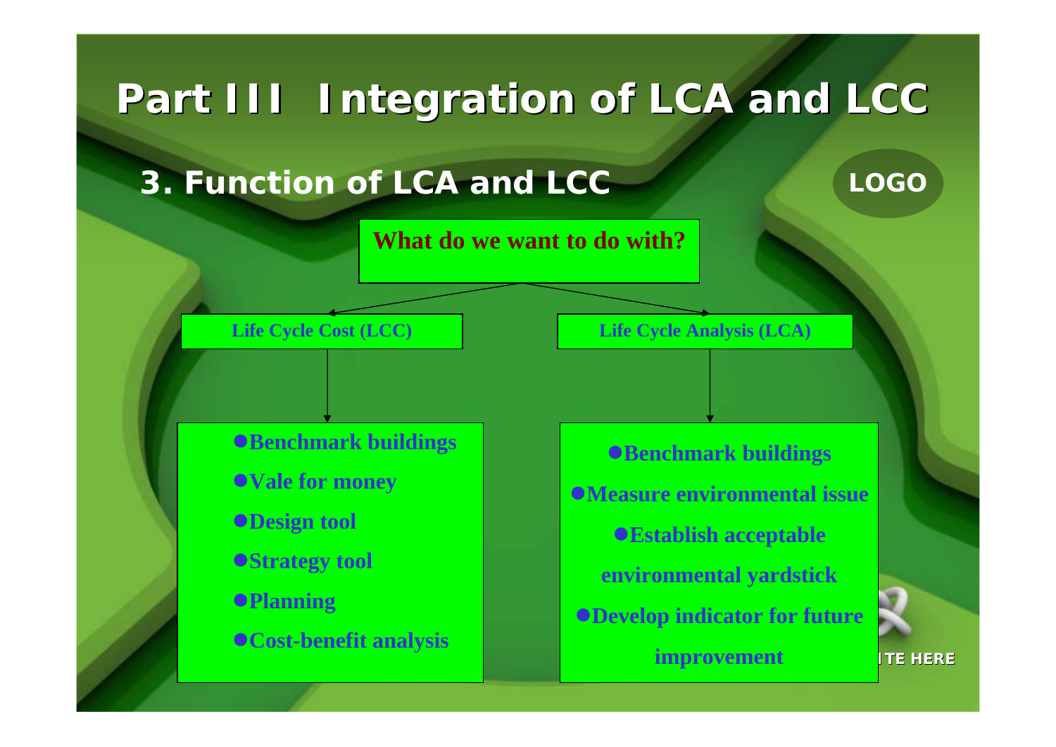# Part III Integration of LCA and LCC

## 3. Function of LCA and LCC

LOGO

**What do we want to do with?**

**Life Cycle Cost (LCC)**

- **Benchmark buildings**
- **Vale for money**
- **Design tool**
- **Strategy tool**
- **Planning**
- **Cost-benefit analysis**

**Life Cycle Analysis (LCA)**

- **Benchmark buildings**
- **Measure environmental issue**
- **Establish acceptable environmental yardstick**
- **Develop indicator for future improvement**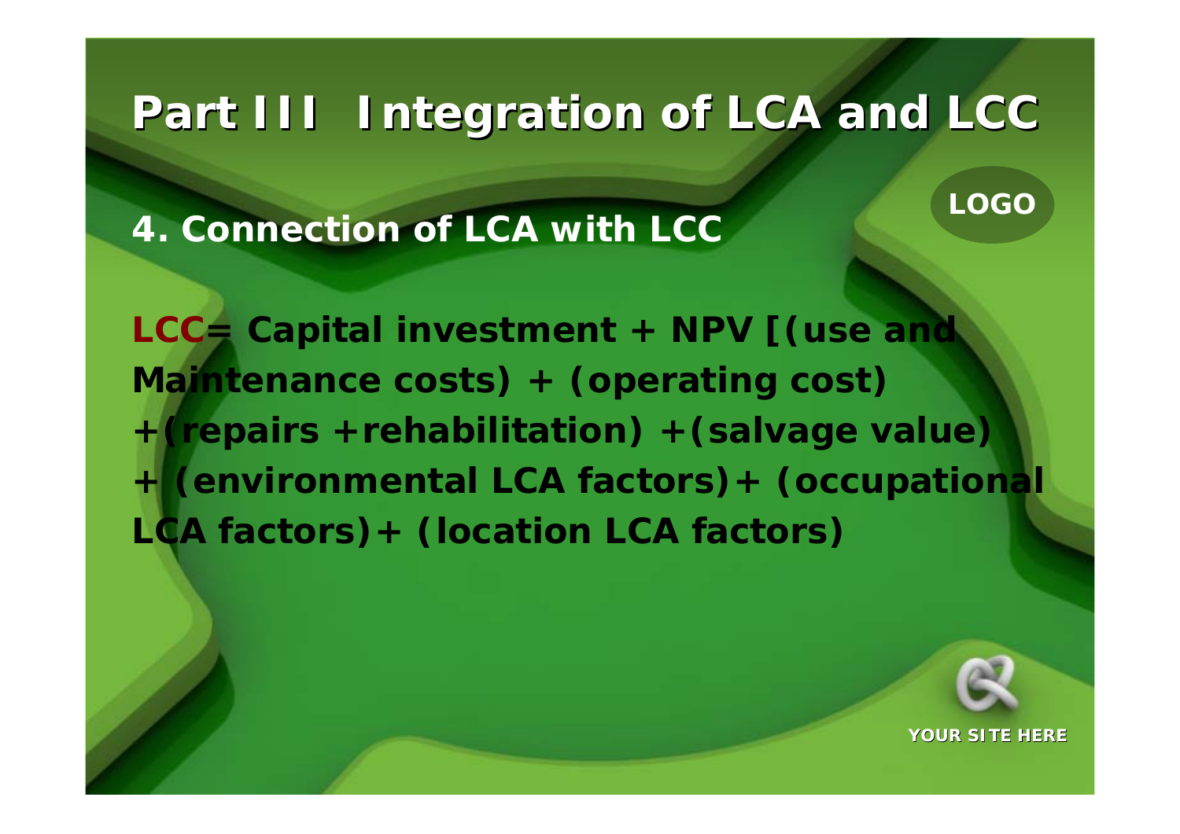# Part III Integration of LCA and LCC

## 4. Connection of LCA with LCC

**LCC= Capital investment + NPV [(use and Maintenance costs) + (operating cost) +(repairs +rehabilitation) +(salvage value) + (environmental LCA factors)+ (occupational LCA factors)+ (location LCA factors)**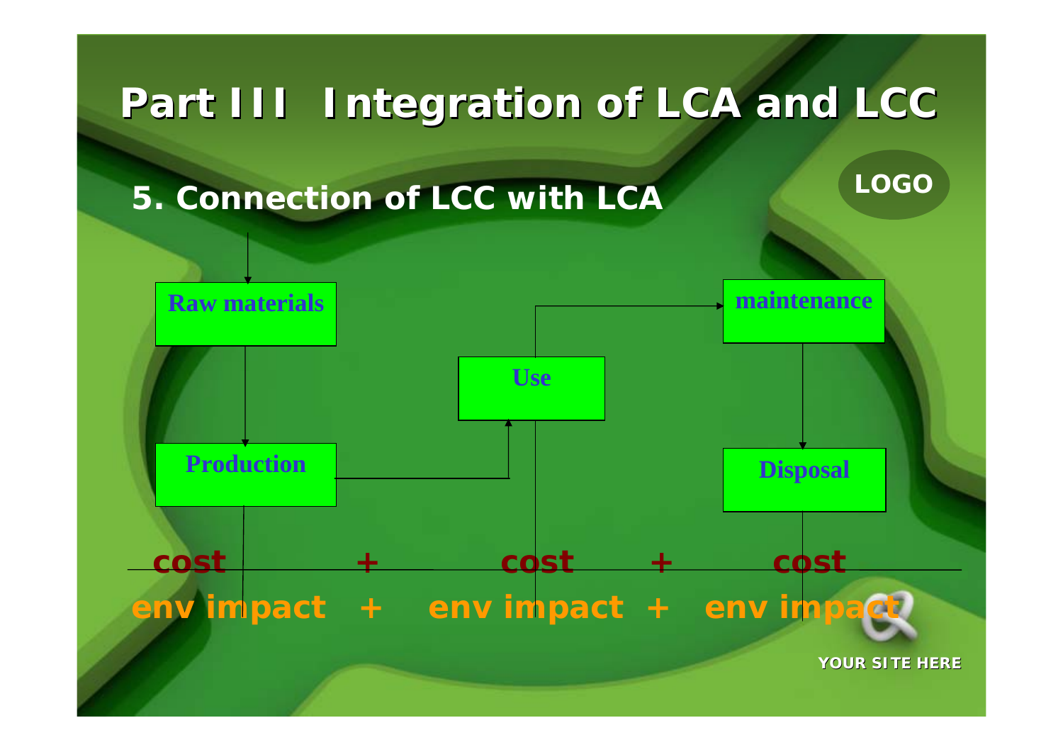# Part III Integration of LCA and LCC

## 5. Connection of LCC with LCA

Raw materials

Production

Use

maintenance

Disposal

cost + cost + cost

env impact + env impact + env impact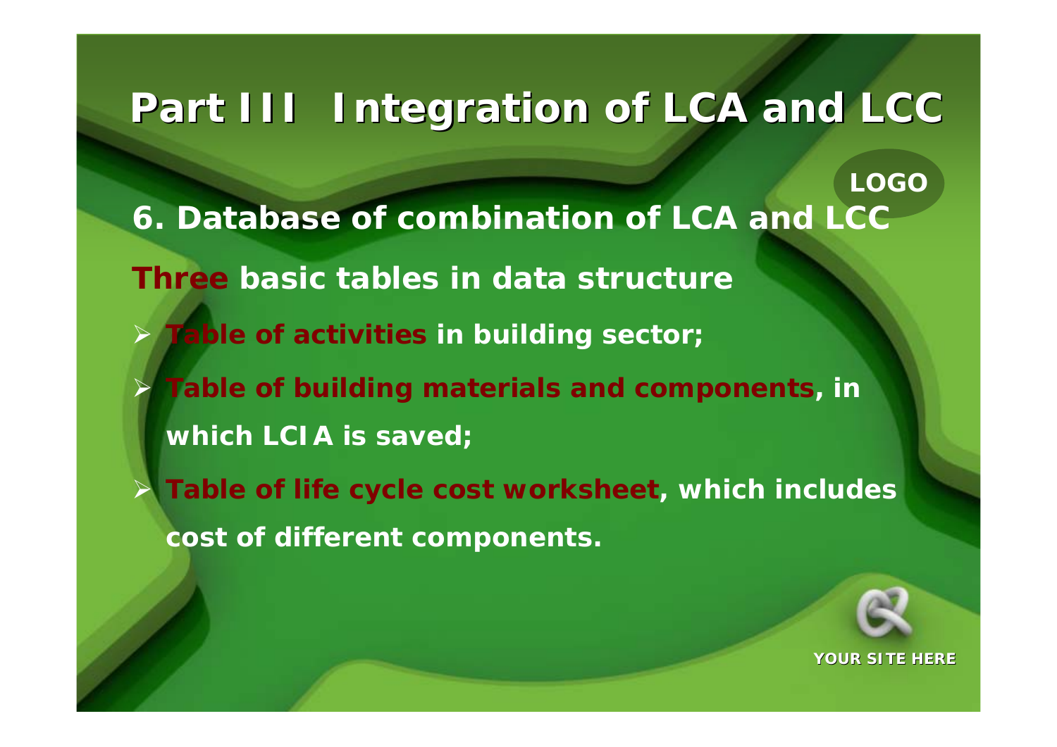# Part III Integration of LCA and LCC

## 6. Database of combination of LCA and LCC

**Three basic tables in data structure**

- **Table of activities in building sector;**
- **Table of building materials and components, in which LCIA is saved;**
- **Table of life cycle cost worksheet, which includes cost of different components.**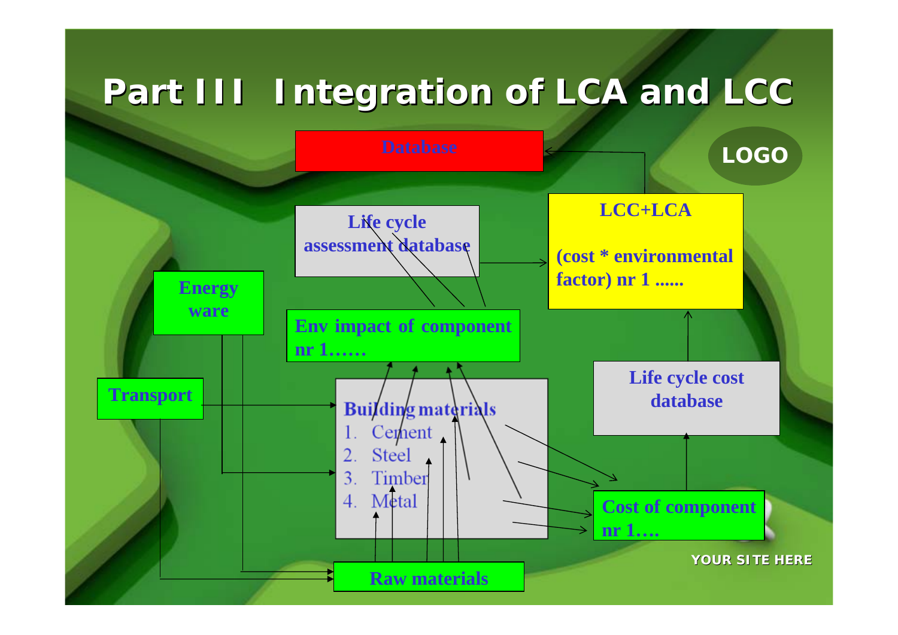# Part III Integration of LCA and LCC

Database

LOGO

Life cycle assessment database

LCC+LCA

(cost * environmental factor) nr 1 ......

Energy ware

Env impact of component nr 1……

Transport

Building materials

1. Cement
2. Steel
3. Timber
4. Metal

Life cycle cost database

Cost of component nr 1….

Raw materials

YOUR SITE HERE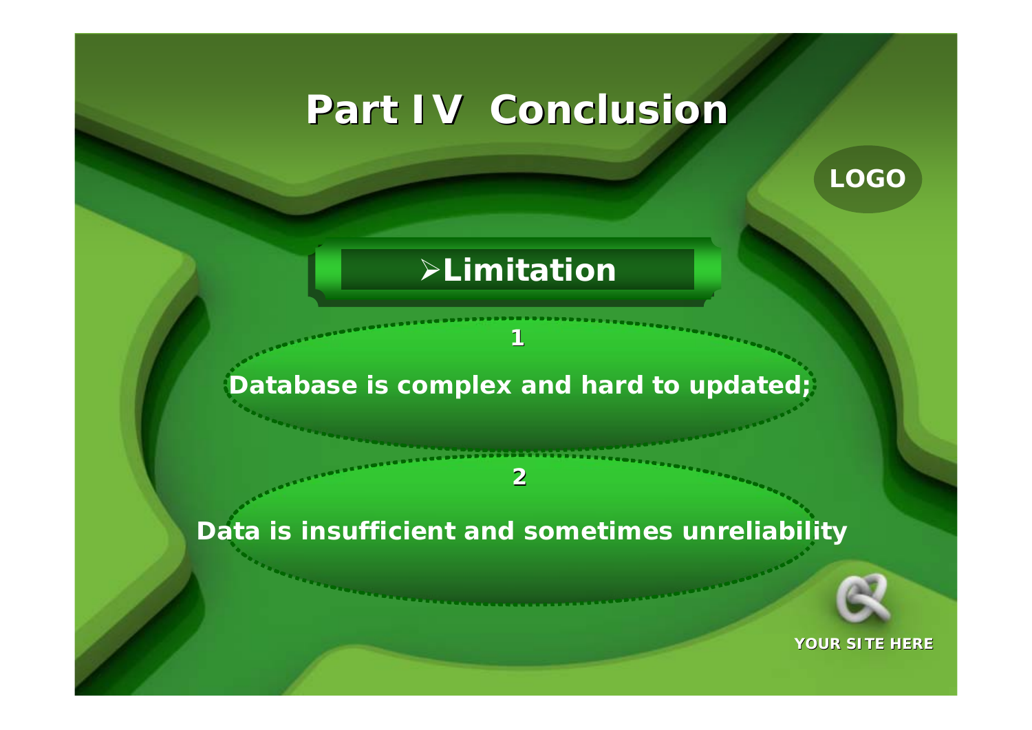# Part IV Conclusion

LOGO

## ➢Limitation

1

Database is complex and hard to updated;

2

Data is insufficient and sometimes unreliability

YOUR SITE HERE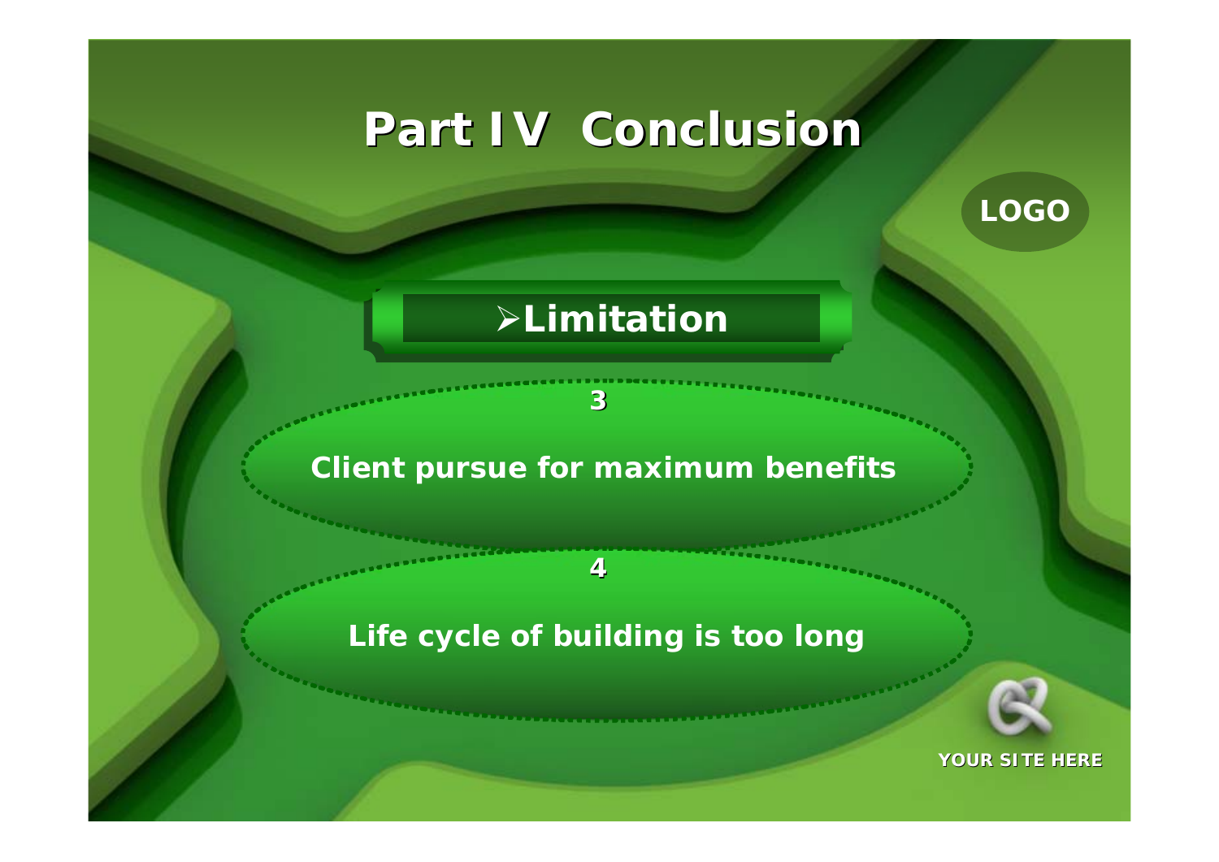# Part IV Conclusion

LOGO

## ➢Limitation

3

**Client pursue for maximum benefits**

4

**Life cycle of building is too long**

YOUR SITE HERE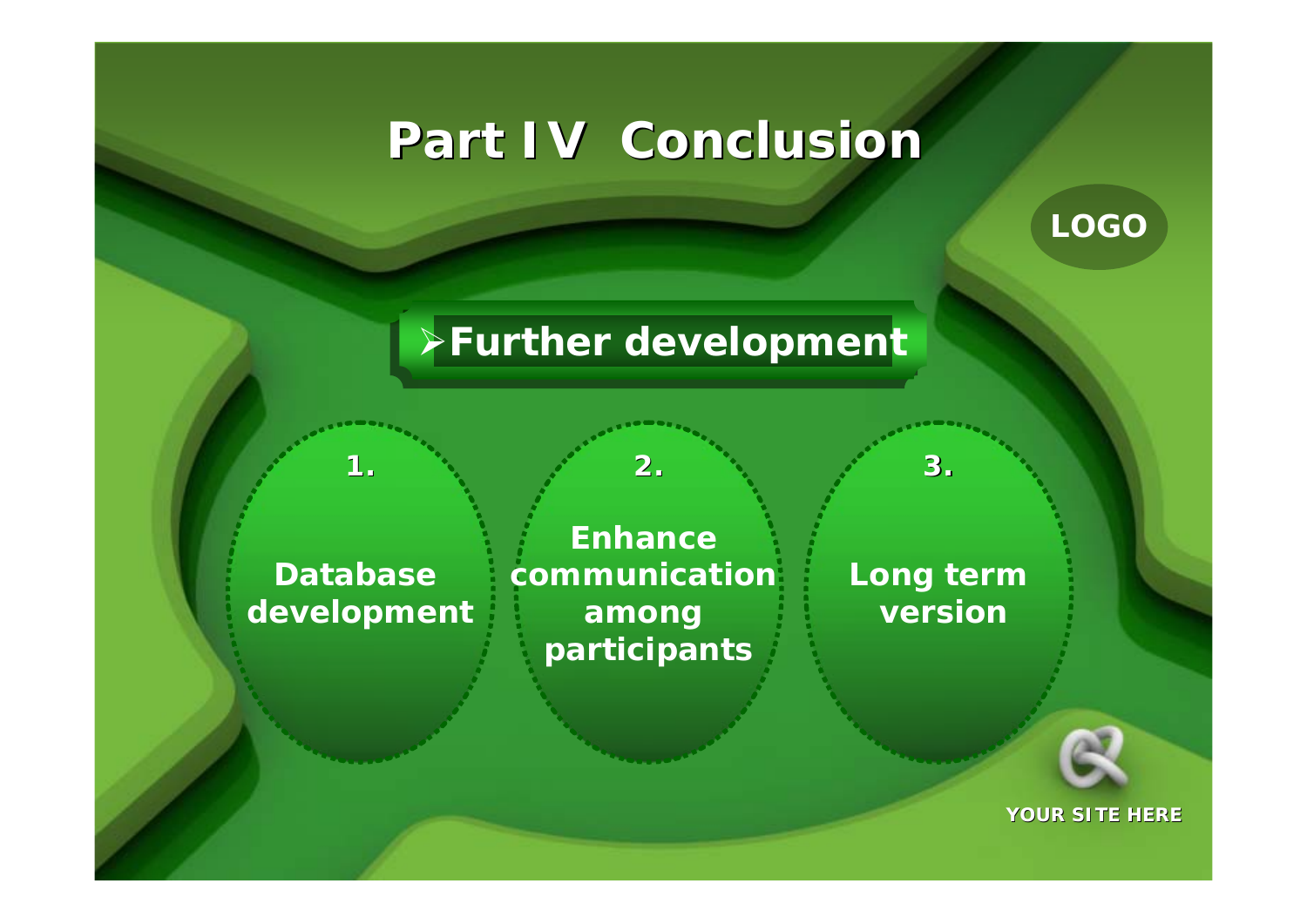# Part IV Conclusion

LOGO

## ➢Further development

1. Database development

2. Enhance communication among participants

3. Long term version

YOUR SITE HERE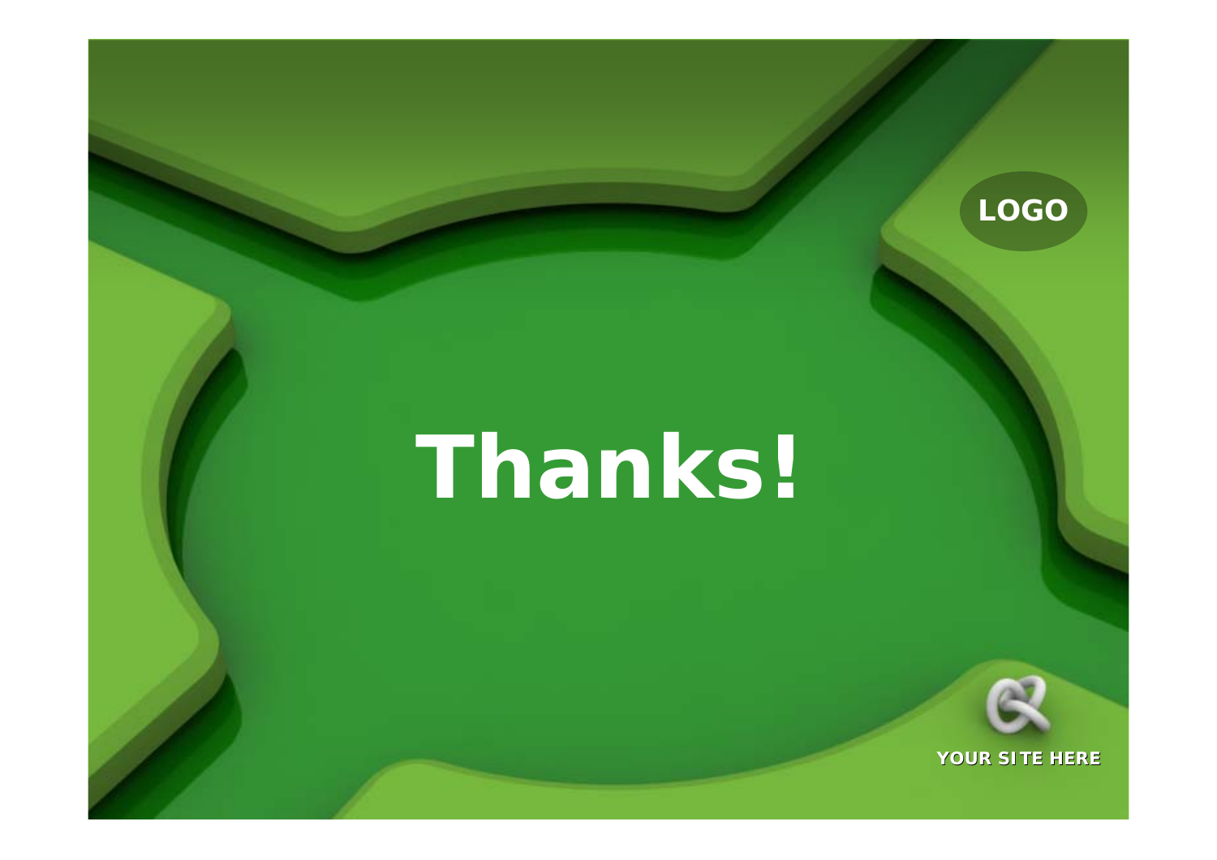LOGO

# Thanks!

YOUR SITE HERE